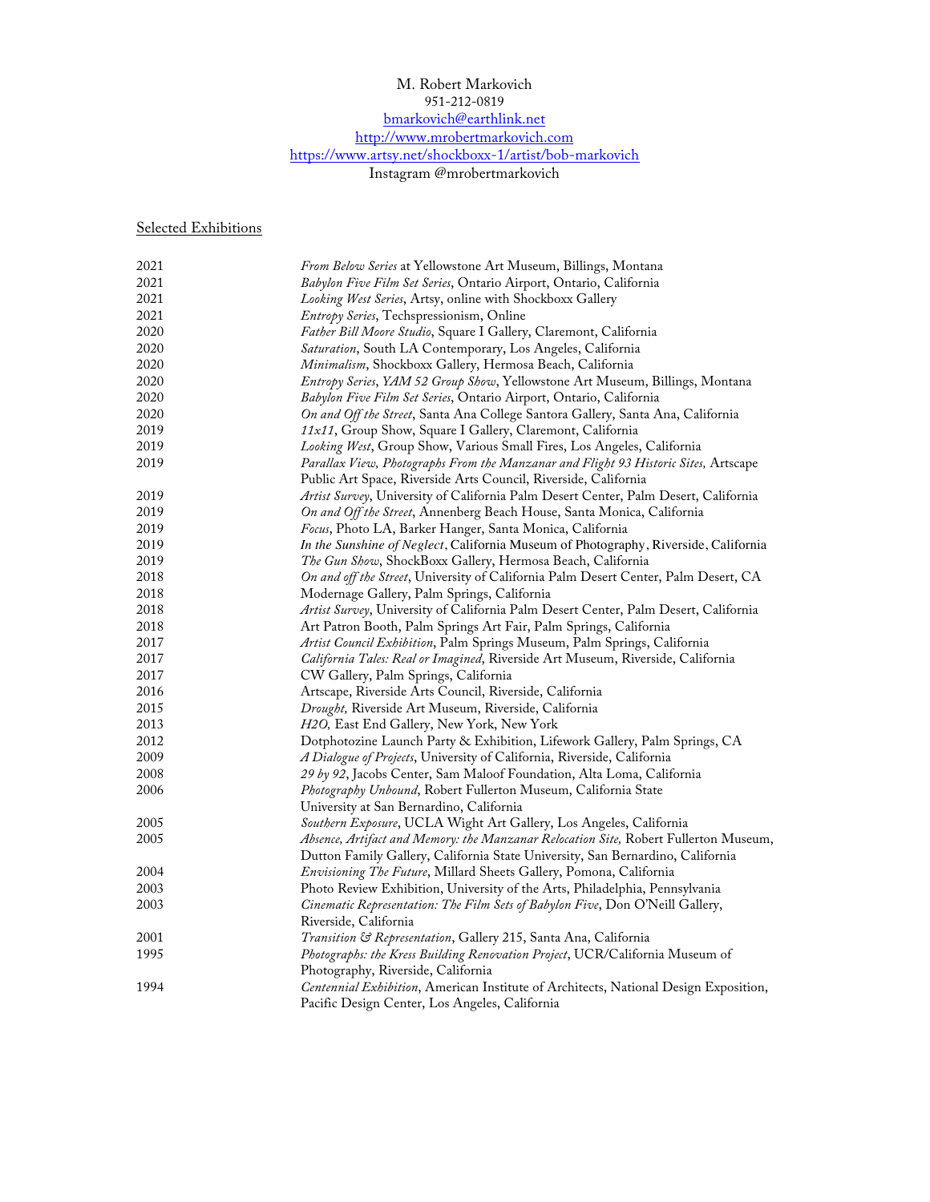M. Robert Markovich
951-212-0819
bmarkovich@earthlink.net
http://www.mrobertmarkovich.com
https://www.artsy.net/shockboxx-1/artist/bob-markovich
Instagram @mrobertmarkovich

## Selected Exhibitions

| | |
|---|---|
| 2021 | *From Below Series* at Yellowstone Art Museum, Billings, Montana |
| 2021 | *Babylon Five Film Set Series*, Ontario Airport, Ontario, California |
| 2021 | *Looking West Series*, Artsy, online with Shockboxx Gallery |
| 2021 | *Entropy Series*, Techspressionism, Online |
| 2020 | *Father Bill Moore Studio*, Square I Gallery, Claremont, California |
| 2020 | *Saturation*, South LA Contemporary, Los Angeles, California |
| 2020 | *Minimalism*, Shockboxx Gallery, Hermosa Beach, California |
| 2020 | *Entropy Series*, *YAM 52 Group Show*, Yellowstone Art Museum, Billings, Montana |
| 2020 | *Babylon Five Film Set Series*, Ontario Airport, Ontario, California |
| 2020 | *On and Off the Street*, Santa Ana College Santora Gallery, Santa Ana, California |
| 2019 | *11x11*, Group Show, Square I Gallery, Claremont, California |
| 2019 | *Looking West*, Group Show, Various Small Fires, Los Angeles, California |
| 2019 | *Parallax View, Photographs From the Manzanar and Flight 93 Historic Sites,* Artscape Public Art Space, Riverside Arts Council, Riverside, California |
| 2019 | *Artist Survey*, University of California Palm Desert Center, Palm Desert, California |
| 2019 | *On and Off the Street*, Annenberg Beach House, Santa Monica, California |
| 2019 | *Focus*, Photo LA, Barker Hanger, Santa Monica, California |
| 2019 | *In the Sunshine of Neglect*, California Museum of Photography, Riverside, California |
| 2019 | *The Gun Show*, ShockBoxx Gallery, Hermosa Beach, California |
| 2018 | *On and off the Street*, University of California Palm Desert Center, Palm Desert, CA |
| 2018 | Modernage Gallery, Palm Springs, California |
| 2018 | *Artist Survey*, University of California Palm Desert Center, Palm Desert, California |
| 2018 | Art Patron Booth, Palm Springs Art Fair, Palm Springs, California |
| 2017 | *Artist Council Exhibition*, Palm Springs Museum, Palm Springs, California |
| 2017 | *California Tales: Real or Imagined*, Riverside Art Museum, Riverside, California |
| 2017 | CW Gallery, Palm Springs, California |
| 2016 | Artscape, Riverside Arts Council, Riverside, California |
| 2015 | *Drought,* Riverside Art Museum, Riverside, California |
| 2013 | *H2O,* East End Gallery, New York, New York |
| 2012 | Dotphotozine Launch Party & Exhibition, Lifework Gallery, Palm Springs, CA |
| 2009 | *A Dialogue of Projects*, University of California, Riverside, California |
| 2008 | *29 by 92*, Jacobs Center, Sam Maloof Foundation, Alta Loma, California |
| 2006 | *Photography Unbound*, Robert Fullerton Museum, California State University at San Bernardino, California |
| 2005 | *Southern Exposure*, UCLA Wight Art Gallery, Los Angeles, California |
| 2005 | *Absence, Artifact and Memory: the Manzanar Relocation Site,* Robert Fullerton Museum, Dutton Family Gallery, California State University, San Bernardino, California |
| 2004 | *Envisioning The Future*, Millard Sheets Gallery, Pomona, California |
| 2003 | Photo Review Exhibition, University of the Arts, Philadelphia, Pennsylvania |
| 2003 | *Cinematic Representation: The Film Sets of Babylon Five*, Don O'Neill Gallery, Riverside, California |
| 2001 | *Transition & Representation*, Gallery 215, Santa Ana, California |
| 1995 | *Photographs: the Kress Building Renovation Project*, UCR/California Museum of Photography, Riverside, California |
| 1994 | *Centennial Exhibition*, American Institute of Architects, National Design Exposition, Pacific Design Center, Los Angeles, California |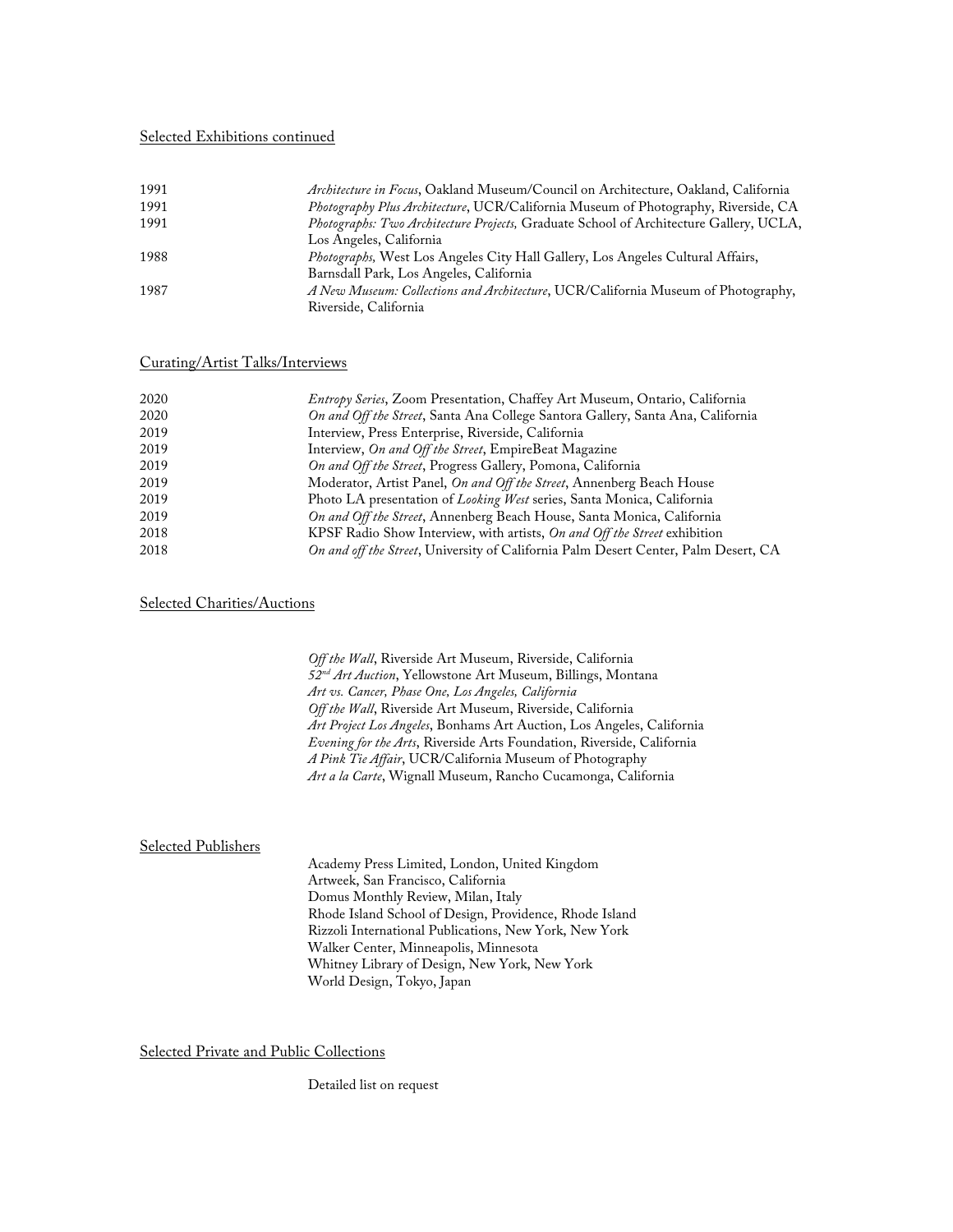## Selected Exhibitions continued

| | |
|---|---|
| 1991 | *Architecture in Focus*, Oakland Museum/Council on Architecture, Oakland, California |
| 1991 | *Photography Plus Architecture*, UCR/California Museum of Photography, Riverside, CA |
| 1991 | *Photographs: Two Architecture Projects,* Graduate School of Architecture Gallery, UCLA, Los Angeles, California |
| 1988 | *Photographs,* West Los Angeles City Hall Gallery, Los Angeles Cultural Affairs, Barnsdall Park, Los Angeles, California |
| 1987 | *A New Museum: Collections and Architecture*, UCR/California Museum of Photography, Riverside, California |

## Curating/Artist Talks/Interviews

| | |
|---|---|
| 2020 | *Entropy Series*, Zoom Presentation, Chaffey Art Museum, Ontario, California |
| 2020 | *On and Off the Street*, Santa Ana College Santora Gallery, Santa Ana, California |
| 2019 | Interview, Press Enterprise, Riverside, California |
| 2019 | Interview, *On and Off the Street*, EmpireBeat Magazine |
| 2019 | *On and Off the Street*, Progress Gallery, Pomona, California |
| 2019 | Moderator, Artist Panel, *On and Off the Street*, Annenberg Beach House |
| 2019 | Photo LA presentation of *Looking West* series, Santa Monica, California |
| 2019 | *On and Off the Street*, Annenberg Beach House, Santa Monica, California |
| 2018 | KPSF Radio Show Interview, with artists, *On and Off the Street* exhibition |
| 2018 | *On and off the Street*, University of California Palm Desert Center, Palm Desert, CA |

## Selected Charities/Auctions

*Off the Wall*, Riverside Art Museum, Riverside, California
*52nd Art Auction*, Yellowstone Art Museum, Billings, Montana
*Art vs. Cancer, Phase One, Los Angeles, California*
*Off the Wall*, Riverside Art Museum, Riverside, California
*Art Project Los Angeles*, Bonhams Art Auction, Los Angeles, California
*Evening for the Arts*, Riverside Arts Foundation, Riverside, California
*A Pink Tie Affair*, UCR/California Museum of Photography
*Art a la Carte*, Wignall Museum, Rancho Cucamonga, California

## Selected Publishers

Academy Press Limited, London, United Kingdom
Artweek, San Francisco, California
Domus Monthly Review, Milan, Italy
Rhode Island School of Design, Providence, Rhode Island
Rizzoli International Publications, New York, New York
Walker Center, Minneapolis, Minnesota
Whitney Library of Design, New York, New York
World Design, Tokyo, Japan

## Selected Private and Public Collections

Detailed list on request